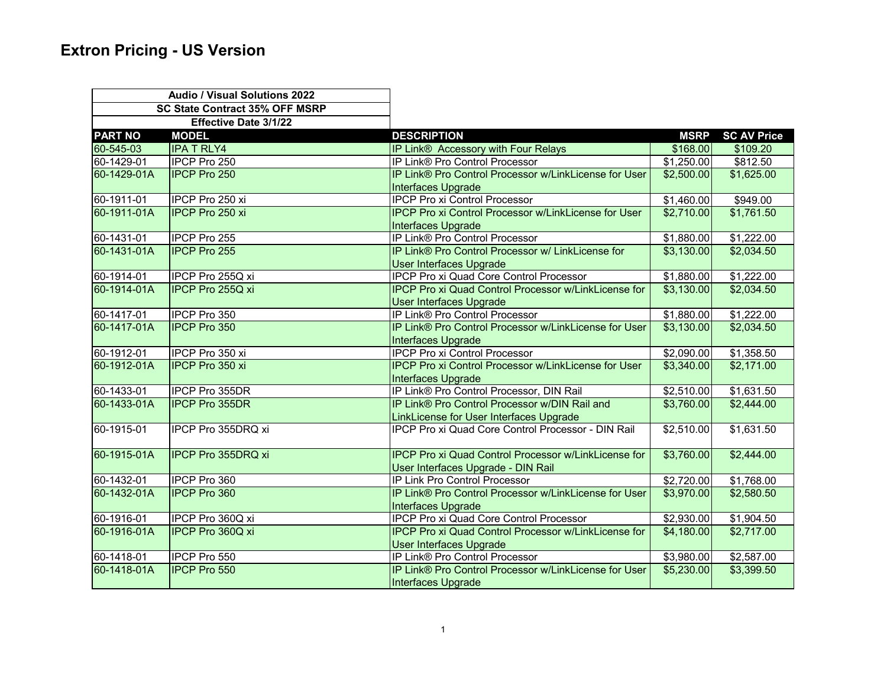# Extron Pricing - US Version

| Audio / Visual Solutions 2022 | | | | |
|---|---|---|---|---|
| SC State Contract 35% OFF MSRP | | | | |
| Effective Date 3/1/22 | | | | |
| **PART NO** | **MODEL** | **DESCRIPTION** | **MSRP** | **SC AV Price** |
| 60-545-03 | IPA T RLY4 | IP Link® Accessory with Four Relays | $168.00 | $109.20 |
| 60-1429-01 | IPCP Pro 250 | IP Link® Pro Control Processor | $1,250.00 | $812.50 |
| 60-1429-01A | IPCP Pro 250 | IP Link® Pro Control Processor w/LinkLicense for User Interfaces Upgrade | $2,500.00 | $1,625.00 |
| 60-1911-01 | IPCP Pro 250 xi | IPCP Pro xi Control Processor | $1,460.00 | $949.00 |
| 60-1911-01A | IPCP Pro 250 xi | IPCP Pro xi Control Processor w/LinkLicense for User Interfaces Upgrade | $2,710.00 | $1,761.50 |
| 60-1431-01 | IPCP Pro 255 | IP Link® Pro Control Processor | $1,880.00 | $1,222.00 |
| 60-1431-01A | IPCP Pro 255 | IP Link® Pro Control Processor w/ LinkLicense for User Interfaces Upgrade | $3,130.00 | $2,034.50 |
| 60-1914-01 | IPCP Pro 255Q xi | IPCP Pro xi Quad Core Control Processor | $1,880.00 | $1,222.00 |
| 60-1914-01A | IPCP Pro 255Q xi | IPCP Pro xi Quad Control Processor w/LinkLicense for User Interfaces Upgrade | $3,130.00 | $2,034.50 |
| 60-1417-01 | IPCP Pro 350 | IP Link® Pro Control Processor | $1,880.00 | $1,222.00 |
| 60-1417-01A | IPCP Pro 350 | IP Link® Pro Control Processor w/LinkLicense for User Interfaces Upgrade | $3,130.00 | $2,034.50 |
| 60-1912-01 | IPCP Pro 350 xi | IPCP Pro xi Control Processor | $2,090.00 | $1,358.50 |
| 60-1912-01A | IPCP Pro 350 xi | IPCP Pro xi Control Processor w/LinkLicense for User Interfaces Upgrade | $3,340.00 | $2,171.00 |
| 60-1433-01 | IPCP Pro 355DR | IP Link® Pro Control Processor, DIN Rail | $2,510.00 | $1,631.50 |
| 60-1433-01A | IPCP Pro 355DR | IP Link® Pro Control Processor w/DIN Rail and LinkLicense for User Interfaces Upgrade | $3,760.00 | $2,444.00 |
| 60-1915-01 | IPCP Pro 355DRQ xi | IPCP Pro xi Quad Core Control Processor - DIN Rail | $2,510.00 | $1,631.50 |
| 60-1915-01A | IPCP Pro 355DRQ xi | IPCP Pro xi Quad Control Processor w/LinkLicense for User Interfaces Upgrade - DIN Rail | $3,760.00 | $2,444.00 |
| 60-1432-01 | IPCP Pro 360 | IP Link Pro Control Processor | $2,720.00 | $1,768.00 |
| 60-1432-01A | IPCP Pro 360 | IP Link® Pro Control Processor w/LinkLicense for User Interfaces Upgrade | $3,970.00 | $2,580.50 |
| 60-1916-01 | IPCP Pro 360Q xi | IPCP Pro xi Quad Core Control Processor | $2,930.00 | $1,904.50 |
| 60-1916-01A | IPCP Pro 360Q xi | IPCP Pro xi Quad Control Processor w/LinkLicense for User Interfaces Upgrade | $4,180.00 | $2,717.00 |
| 60-1418-01 | IPCP Pro 550 | IP Link® Pro Control Processor | $3,980.00 | $2,587.00 |
| 60-1418-01A | IPCP Pro 550 | IP Link® Pro Control Processor w/LinkLicense for User Interfaces Upgrade | $5,230.00 | $3,399.50 |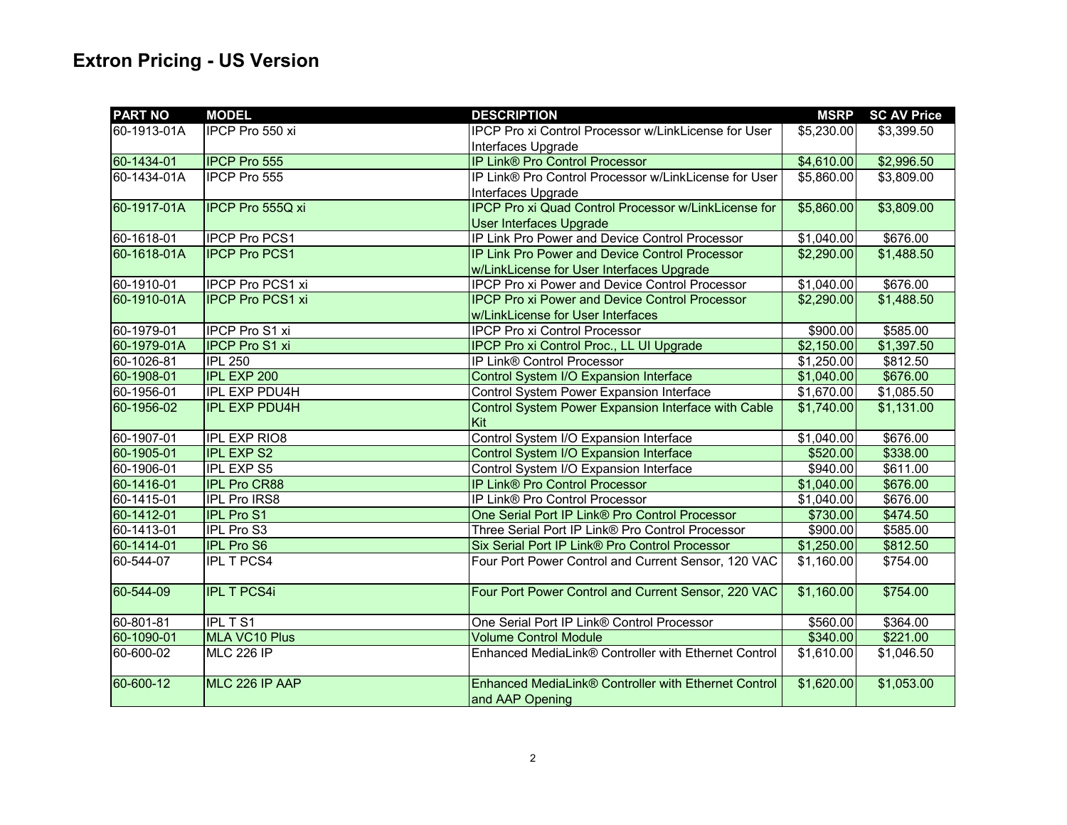# Extron Pricing - US Version

| PART NO | MODEL | DESCRIPTION | MSRP | SC AV Price |
|---|---|---|---|---|
| 60-1913-01A | IPCP Pro 550 xi | IPCP Pro xi Control Processor w/LinkLicense for User Interfaces Upgrade | $5,230.00 | $3,399.50 |
| 60-1434-01 | IPCP Pro 555 | IP Link® Pro Control Processor | $4,610.00 | $2,996.50 |
| 60-1434-01A | IPCP Pro 555 | IP Link® Pro Control Processor w/LinkLicense for User Interfaces Upgrade | $5,860.00 | $3,809.00 |
| 60-1917-01A | IPCP Pro 555Q xi | IPCP Pro xi Quad Control Processor w/LinkLicense for User Interfaces Upgrade | $5,860.00 | $3,809.00 |
| 60-1618-01 | IPCP Pro PCS1 | IP Link Pro Power and Device Control Processor | $1,040.00 | $676.00 |
| 60-1618-01A | IPCP Pro PCS1 | IP Link Pro Power and Device Control Processor w/LinkLicense for User Interfaces Upgrade | $2,290.00 | $1,488.50 |
| 60-1910-01 | IPCP Pro PCS1 xi | IPCP Pro xi Power and Device Control Processor | $1,040.00 | $676.00 |
| 60-1910-01A | IPCP Pro PCS1 xi | IPCP Pro xi Power and Device Control Processor w/LinkLicense for User Interfaces | $2,290.00 | $1,488.50 |
| 60-1979-01 | IPCP Pro S1 xi | IPCP Pro xi Control Processor | $900.00 | $585.00 |
| 60-1979-01A | IPCP Pro S1 xi | IPCP Pro xi Control Proc., LL UI Upgrade | $2,150.00 | $1,397.50 |
| 60-1026-81 | IPL 250 | IP Link® Control Processor | $1,250.00 | $812.50 |
| 60-1908-01 | IPL EXP 200 | Control System I/O Expansion Interface | $1,040.00 | $676.00 |
| 60-1956-01 | IPL EXP PDU4H | Control System Power Expansion Interface | $1,670.00 | $1,085.50 |
| 60-1956-02 | IPL EXP PDU4H | Control System Power Expansion Interface with Cable Kit | $1,740.00 | $1,131.00 |
| 60-1907-01 | IPL EXP RIO8 | Control System I/O Expansion Interface | $1,040.00 | $676.00 |
| 60-1905-01 | IPL EXP S2 | Control System I/O Expansion Interface | $520.00 | $338.00 |
| 60-1906-01 | IPL EXP S5 | Control System I/O Expansion Interface | $940.00 | $611.00 |
| 60-1416-01 | IPL Pro CR88 | IP Link® Pro Control Processor | $1,040.00 | $676.00 |
| 60-1415-01 | IPL Pro IRS8 | IP Link® Pro Control Processor | $1,040.00 | $676.00 |
| 60-1412-01 | IPL Pro S1 | One Serial Port IP Link® Pro Control Processor | $730.00 | $474.50 |
| 60-1413-01 | IPL Pro S3 | Three Serial Port IP Link® Pro Control Processor | $900.00 | $585.00 |
| 60-1414-01 | IPL Pro S6 | Six Serial Port IP Link® Pro Control Processor | $1,250.00 | $812.50 |
| 60-544-07 | IPL T PCS4 | Four Port Power Control and Current Sensor, 120 VAC | $1,160.00 | $754.00 |
| 60-544-09 | IPL T PCS4i | Four Port Power Control and Current Sensor, 220 VAC | $1,160.00 | $754.00 |
| 60-801-81 | IPL T S1 | One Serial Port IP Link® Control Processor | $560.00 | $364.00 |
| 60-1090-01 | MLA VC10 Plus | Volume Control Module | $340.00 | $221.00 |
| 60-600-02 | MLC 226 IP | Enhanced MediaLink® Controller with Ethernet Control | $1,610.00 | $1,046.50 |
| 60-600-12 | MLC 226 IP AAP | Enhanced MediaLink® Controller with Ethernet Control and AAP Opening | $1,620.00 | $1,053.00 |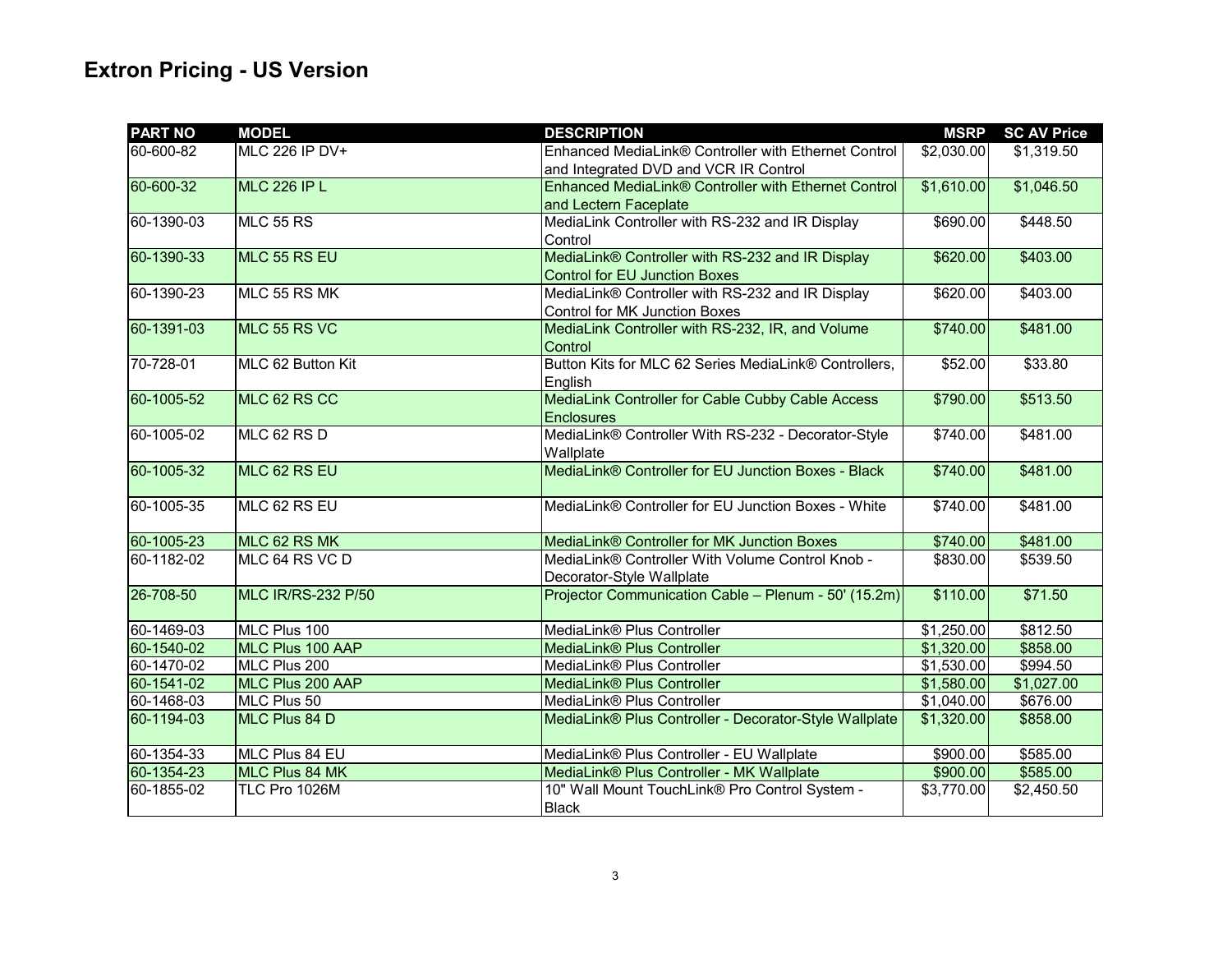# Extron Pricing - US Version

| PART NO | MODEL | DESCRIPTION | MSRP | SC AV Price |
|---|---|---|---|---|
| 60-600-82 | MLC 226 IP DV+ | Enhanced MediaLink® Controller with Ethernet Control and Integrated DVD and VCR IR Control | $2,030.00 | $1,319.50 |
| 60-600-32 | MLC 226 IP L | Enhanced MediaLink® Controller with Ethernet Control and Lectern Faceplate | $1,610.00 | $1,046.50 |
| 60-1390-03 | MLC 55 RS | MediaLink Controller with RS-232 and IR Display Control | $690.00 | $448.50 |
| 60-1390-33 | MLC 55 RS EU | MediaLink® Controller with RS-232 and IR Display Control for EU Junction Boxes | $620.00 | $403.00 |
| 60-1390-23 | MLC 55 RS MK | MediaLink® Controller with RS-232 and IR Display Control for MK Junction Boxes | $620.00 | $403.00 |
| 60-1391-03 | MLC 55 RS VC | MediaLink Controller with RS-232, IR, and Volume Control | $740.00 | $481.00 |
| 70-728-01 | MLC 62 Button Kit | Button Kits for MLC 62 Series MediaLink® Controllers, English | $52.00 | $33.80 |
| 60-1005-52 | MLC 62 RS CC | MediaLink Controller for Cable Cubby Cable Access Enclosures | $790.00 | $513.50 |
| 60-1005-02 | MLC 62 RS D | MediaLink® Controller With RS-232 - Decorator-Style Wallplate | $740.00 | $481.00 |
| 60-1005-32 | MLC 62 RS EU | MediaLink® Controller for EU Junction Boxes - Black | $740.00 | $481.00 |
| 60-1005-35 | MLC 62 RS EU | MediaLink® Controller for EU Junction Boxes - White | $740.00 | $481.00 |
| 60-1005-23 | MLC 62 RS MK | MediaLink® Controller for MK Junction Boxes | $740.00 | $481.00 |
| 60-1182-02 | MLC 64 RS VC D | MediaLink® Controller With Volume Control Knob - Decorator-Style Wallplate | $830.00 | $539.50 |
| 26-708-50 | MLC IR/RS-232 P/50 | Projector Communication Cable – Plenum - 50' (15.2m) | $110.00 | $71.50 |
| 60-1469-03 | MLC Plus 100 | MediaLink® Plus Controller | $1,250.00 | $812.50 |
| 60-1540-02 | MLC Plus 100 AAP | MediaLink® Plus Controller | $1,320.00 | $858.00 |
| 60-1470-02 | MLC Plus 200 | MediaLink® Plus Controller | $1,530.00 | $994.50 |
| 60-1541-02 | MLC Plus 200 AAP | MediaLink® Plus Controller | $1,580.00 | $1,027.00 |
| 60-1468-03 | MLC Plus 50 | MediaLink® Plus Controller | $1,040.00 | $676.00 |
| 60-1194-03 | MLC Plus 84 D | MediaLink® Plus Controller - Decorator-Style Wallplate | $1,320.00 | $858.00 |
| 60-1354-33 | MLC Plus 84 EU | MediaLink® Plus Controller - EU Wallplate | $900.00 | $585.00 |
| 60-1354-23 | MLC Plus 84 MK | MediaLink® Plus Controller - MK Wallplate | $900.00 | $585.00 |
| 60-1855-02 | TLC Pro 1026M | 10" Wall Mount TouchLink® Pro Control System - Black | $3,770.00 | $2,450.50 |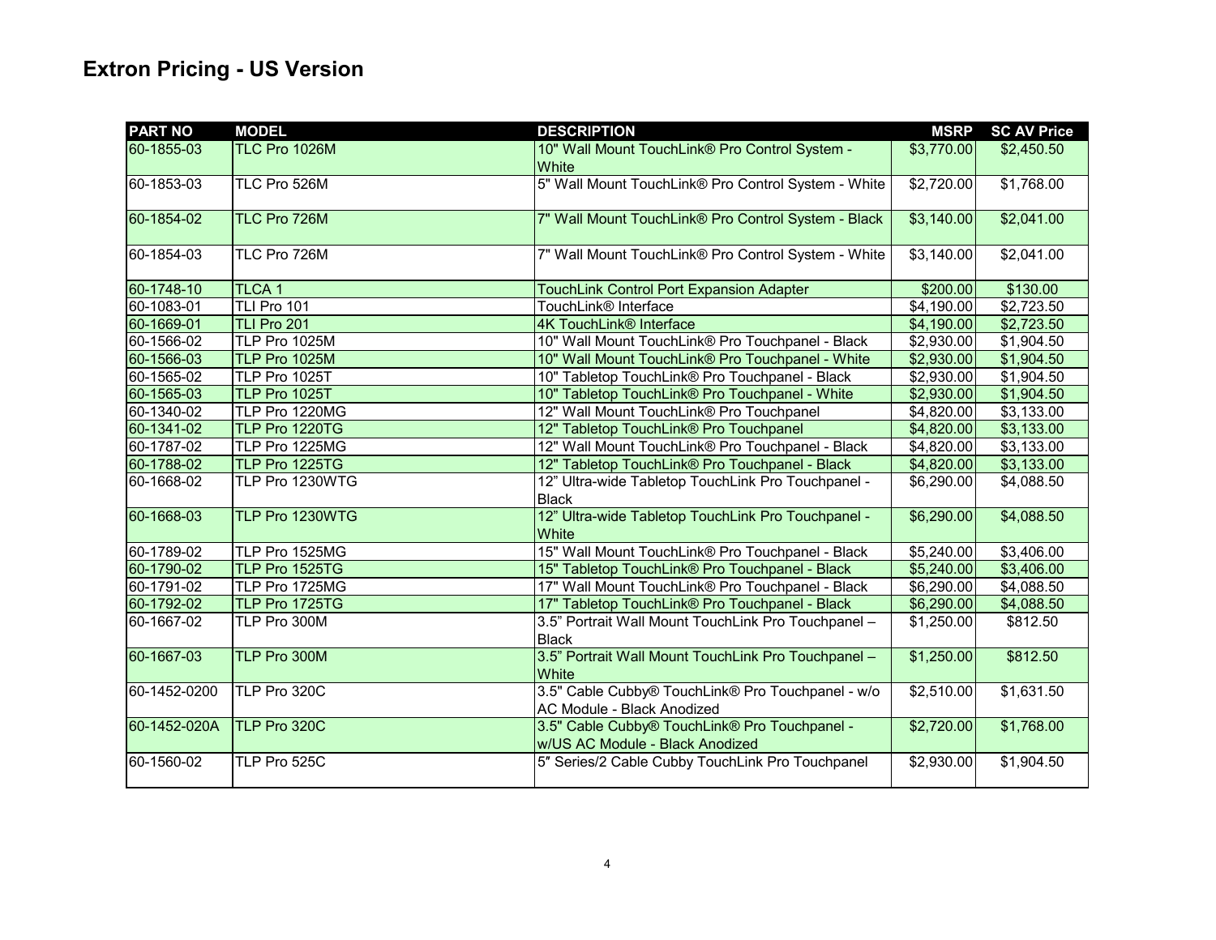# Extron Pricing - US Version

| PART NO | MODEL | DESCRIPTION | MSRP | SC AV Price |
|---|---|---|---|---|
| 60-1855-03 | TLC Pro 1026M | 10" Wall Mount TouchLink® Pro Control System - White | $3,770.00 | $2,450.50 |
| 60-1853-03 | TLC Pro 526M | 5" Wall Mount TouchLink® Pro Control System - White | $2,720.00 | $1,768.00 |
| 60-1854-02 | TLC Pro 726M | 7" Wall Mount TouchLink® Pro Control System - Black | $3,140.00 | $2,041.00 |
| 60-1854-03 | TLC Pro 726M | 7" Wall Mount TouchLink® Pro Control System - White | $3,140.00 | $2,041.00 |
| 60-1748-10 | TLCA 1 | TouchLink Control Port Expansion Adapter | $200.00 | $130.00 |
| 60-1083-01 | TLI Pro 101 | TouchLink® Interface | $4,190.00 | $2,723.50 |
| 60-1669-01 | TLI Pro 201 | 4K TouchLink® Interface | $4,190.00 | $2,723.50 |
| 60-1566-02 | TLP Pro 1025M | 10" Wall Mount TouchLink® Pro Touchpanel - Black | $2,930.00 | $1,904.50 |
| 60-1566-03 | TLP Pro 1025M | 10" Wall Mount TouchLink® Pro Touchpanel - White | $2,930.00 | $1,904.50 |
| 60-1565-02 | TLP Pro 1025T | 10" Tabletop TouchLink® Pro Touchpanel - Black | $2,930.00 | $1,904.50 |
| 60-1565-03 | TLP Pro 1025T | 10" Tabletop TouchLink® Pro Touchpanel - White | $2,930.00 | $1,904.50 |
| 60-1340-02 | TLP Pro 1220MG | 12" Wall Mount TouchLink® Pro Touchpanel | $4,820.00 | $3,133.00 |
| 60-1341-02 | TLP Pro 1220TG | 12" Tabletop TouchLink® Pro Touchpanel | $4,820.00 | $3,133.00 |
| 60-1787-02 | TLP Pro 1225MG | 12" Wall Mount TouchLink® Pro Touchpanel - Black | $4,820.00 | $3,133.00 |
| 60-1788-02 | TLP Pro 1225TG | 12" Tabletop TouchLink® Pro Touchpanel - Black | $4,820.00 | $3,133.00 |
| 60-1668-02 | TLP Pro 1230WTG | 12" Ultra-wide Tabletop TouchLink Pro Touchpanel - Black | $6,290.00 | $4,088.50 |
| 60-1668-03 | TLP Pro 1230WTG | 12" Ultra-wide Tabletop TouchLink Pro Touchpanel - White | $6,290.00 | $4,088.50 |
| 60-1789-02 | TLP Pro 1525MG | 15" Wall Mount TouchLink® Pro Touchpanel - Black | $5,240.00 | $3,406.00 |
| 60-1790-02 | TLP Pro 1525TG | 15" Tabletop TouchLink® Pro Touchpanel - Black | $5,240.00 | $3,406.00 |
| 60-1791-02 | TLP Pro 1725MG | 17" Wall Mount TouchLink® Pro Touchpanel - Black | $6,290.00 | $4,088.50 |
| 60-1792-02 | TLP Pro 1725TG | 17" Tabletop TouchLink® Pro Touchpanel - Black | $6,290.00 | $4,088.50 |
| 60-1667-02 | TLP Pro 300M | 3.5" Portrait Wall Mount TouchLink Pro Touchpanel – Black | $1,250.00 | $812.50 |
| 60-1667-03 | TLP Pro 300M | 3.5" Portrait Wall Mount TouchLink Pro Touchpanel – White | $1,250.00 | $812.50 |
| 60-1452-0200 | TLP Pro 320C | 3.5" Cable Cubby® TouchLink® Pro Touchpanel - w/o AC Module - Black Anodized | $2,510.00 | $1,631.50 |
| 60-1452-020A | TLP Pro 320C | 3.5" Cable Cubby® TouchLink® Pro Touchpanel - w/US AC Module - Black Anodized | $2,720.00 | $1,768.00 |
| 60-1560-02 | TLP Pro 525C | 5″ Series/2 Cable Cubby TouchLink Pro Touchpanel | $2,930.00 | $1,904.50 |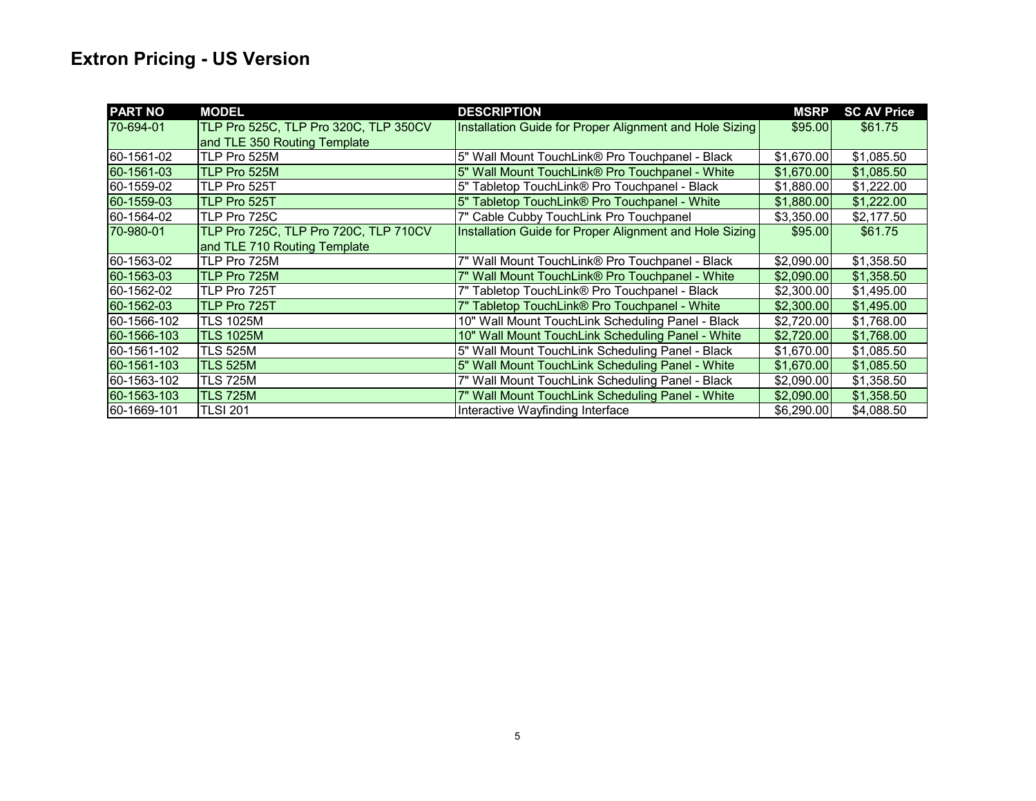# Extron Pricing - US Version

| PART NO | MODEL | DESCRIPTION | MSRP | SC AV Price |
|---|---|---|---|---|
| 70-694-01 | TLP Pro 525C, TLP Pro 320C, TLP 350CV and TLE 350 Routing Template | Installation Guide for Proper Alignment and Hole Sizing | $95.00 | $61.75 |
| 60-1561-02 | TLP Pro 525M | 5" Wall Mount TouchLink® Pro Touchpanel - Black | $1,670.00 | $1,085.50 |
| 60-1561-03 | TLP Pro 525M | 5" Wall Mount TouchLink® Pro Touchpanel - White | $1,670.00 | $1,085.50 |
| 60-1559-02 | TLP Pro 525T | 5" Tabletop TouchLink® Pro Touchpanel - Black | $1,880.00 | $1,222.00 |
| 60-1559-03 | TLP Pro 525T | 5" Tabletop TouchLink® Pro Touchpanel - White | $1,880.00 | $1,222.00 |
| 60-1564-02 | TLP Pro 725C | 7" Cable Cubby TouchLink Pro Touchpanel | $3,350.00 | $2,177.50 |
| 70-980-01 | TLP Pro 725C, TLP Pro 720C, TLP 710CV and TLE 710 Routing Template | Installation Guide for Proper Alignment and Hole Sizing | $95.00 | $61.75 |
| 60-1563-02 | TLP Pro 725M | 7" Wall Mount TouchLink® Pro Touchpanel - Black | $2,090.00 | $1,358.50 |
| 60-1563-03 | TLP Pro 725M | 7" Wall Mount TouchLink® Pro Touchpanel - White | $2,090.00 | $1,358.50 |
| 60-1562-02 | TLP Pro 725T | 7" Tabletop TouchLink® Pro Touchpanel - Black | $2,300.00 | $1,495.00 |
| 60-1562-03 | TLP Pro 725T | 7" Tabletop TouchLink® Pro Touchpanel - White | $2,300.00 | $1,495.00 |
| 60-1566-102 | TLS 1025M | 10" Wall Mount TouchLink Scheduling Panel - Black | $2,720.00 | $1,768.00 |
| 60-1566-103 | TLS 1025M | 10" Wall Mount TouchLink Scheduling Panel - White | $2,720.00 | $1,768.00 |
| 60-1561-102 | TLS 525M | 5" Wall Mount TouchLink Scheduling Panel - Black | $1,670.00 | $1,085.50 |
| 60-1561-103 | TLS 525M | 5" Wall Mount TouchLink Scheduling Panel - White | $1,670.00 | $1,085.50 |
| 60-1563-102 | TLS 725M | 7" Wall Mount TouchLink Scheduling Panel - Black | $2,090.00 | $1,358.50 |
| 60-1563-103 | TLS 725M | 7" Wall Mount TouchLink Scheduling Panel - White | $2,090.00 | $1,358.50 |
| 60-1669-101 | TLSI 201 | Interactive Wayfinding Interface | $6,290.00 | $4,088.50 |